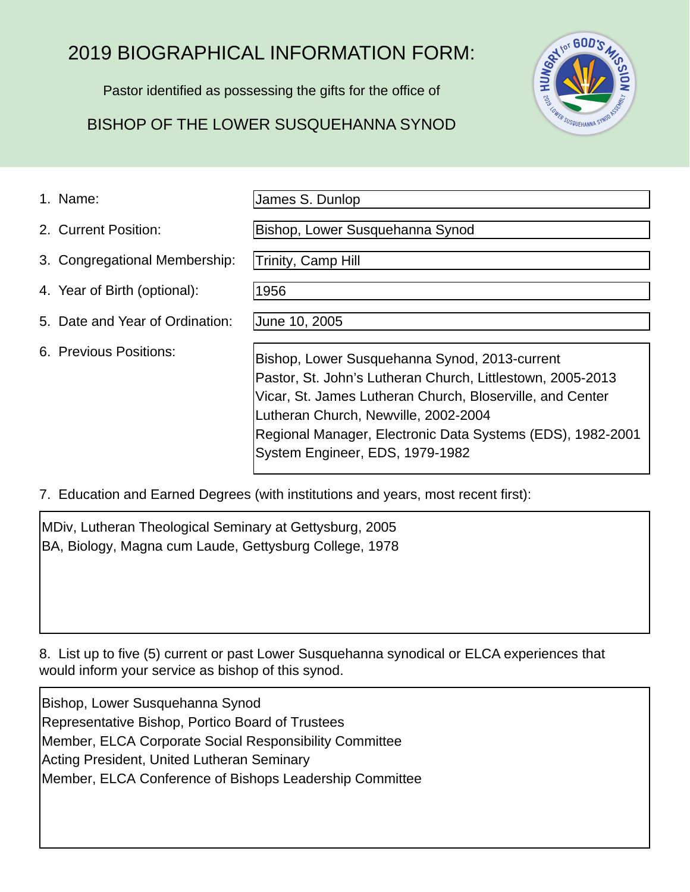# 2019 BIOGRAPHICAL INFORMATION FORM:

Pastor identified as possessing the gifts for the office of

BISHOP OF THE LOWER SUSQUEHANNA SYNOD

1. Name: James S. Dunlop
2. Current Position: Bishop, Lower Susquehanna Synod
3. Congregational Membership: Trinity, Camp Hill
4. Year of Birth (optional): 1956
5. Date and Year of Ordination: June 10, 2005
6. Previous Positions:

   Bishop, Lower Susquehanna Synod, 2013-current
   Pastor, St. John's Lutheran Church, Littlestown, 2005-2013
   Vicar, St. James Lutheran Church, Bloserville, and Center Lutheran Church, Newville, 2002-2004
   Regional Manager, Electronic Data Systems (EDS), 1982-2001
   System Engineer, EDS, 1979-1982

7. Education and Earned Degrees (with institutions and years, most recent first):

   MDiv, Lutheran Theological Seminary at Gettysburg, 2005
   BA, Biology, Magna cum Laude, Gettysburg College, 1978

8. List up to five (5) current or past Lower Susquehanna synodical or ELCA experiences that would inform your service as bishop of this synod.

   Bishop, Lower Susquehanna Synod
   Representative Bishop, Portico Board of Trustees
   Member, ELCA Corporate Social Responsibility Committee
   Acting President, United Lutheran Seminary
   Member, ELCA Conference of Bishops Leadership Committee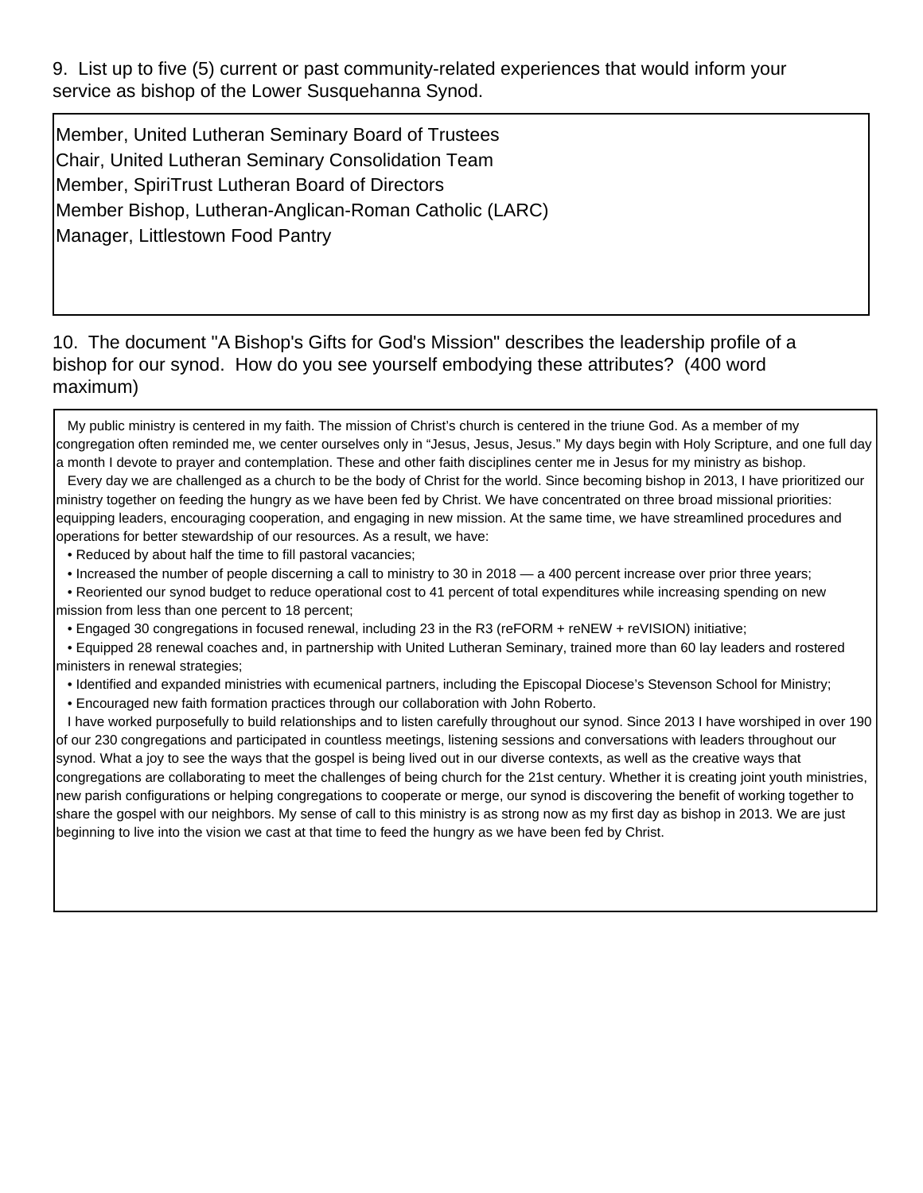9. List up to five (5) current or past community-related experiences that would inform your service as bishop of the Lower Susquehanna Synod.

Member, United Lutheran Seminary Board of Trustees
Chair, United Lutheran Seminary Consolidation Team
Member, SpiriTrust Lutheran Board of Directors
Member Bishop, Lutheran-Anglican-Roman Catholic (LARC)
Manager, Littlestown Food Pantry

10. The document "A Bishop's Gifts for God's Mission" describes the leadership profile of a bishop for our synod. How do you see yourself embodying these attributes? (400 word maximum)

My public ministry is centered in my faith. The mission of Christ's church is centered in the triune God. As a member of my congregation often reminded me, we center ourselves only in "Jesus, Jesus, Jesus." My days begin with Holy Scripture, and one full day a month I devote to prayer and contemplation. These and other faith disciplines center me in Jesus for my ministry as bishop.

Every day we are challenged as a church to be the body of Christ for the world. Since becoming bishop in 2013, I have prioritized our ministry together on feeding the hungry as we have been fed by Christ. We have concentrated on three broad missional priorities: equipping leaders, encouraging cooperation, and engaging in new mission. At the same time, we have streamlined procedures and operations for better stewardship of our resources. As a result, we have:

- Reduced by about half the time to fill pastoral vacancies;
- Increased the number of people discerning a call to ministry to 30 in 2018 — a 400 percent increase over prior three years;
- Reoriented our synod budget to reduce operational cost to 41 percent of total expenditures while increasing spending on new mission from less than one percent to 18 percent;
- Engaged 30 congregations in focused renewal, including 23 in the R3 (reFORM + reNEW + reVISION) initiative;
- Equipped 28 renewal coaches and, in partnership with United Lutheran Seminary, trained more than 60 lay leaders and rostered ministers in renewal strategies;
- Identified and expanded ministries with ecumenical partners, including the Episcopal Diocese's Stevenson School for Ministry;
- Encouraged new faith formation practices through our collaboration with John Roberto.

I have worked purposefully to build relationships and to listen carefully throughout our synod. Since 2013 I have worshiped in over 190 of our 230 congregations and participated in countless meetings, listening sessions and conversations with leaders throughout our synod. What a joy to see the ways that the gospel is being lived out in our diverse contexts, as well as the creative ways that congregations are collaborating to meet the challenges of being church for the 21st century. Whether it is creating joint youth ministries, new parish configurations or helping congregations to cooperate or merge, our synod is discovering the benefit of working together to share the gospel with our neighbors. My sense of call to this ministry is as strong now as my first day as bishop in 2013. We are just beginning to live into the vision we cast at that time to feed the hungry as we have been fed by Christ.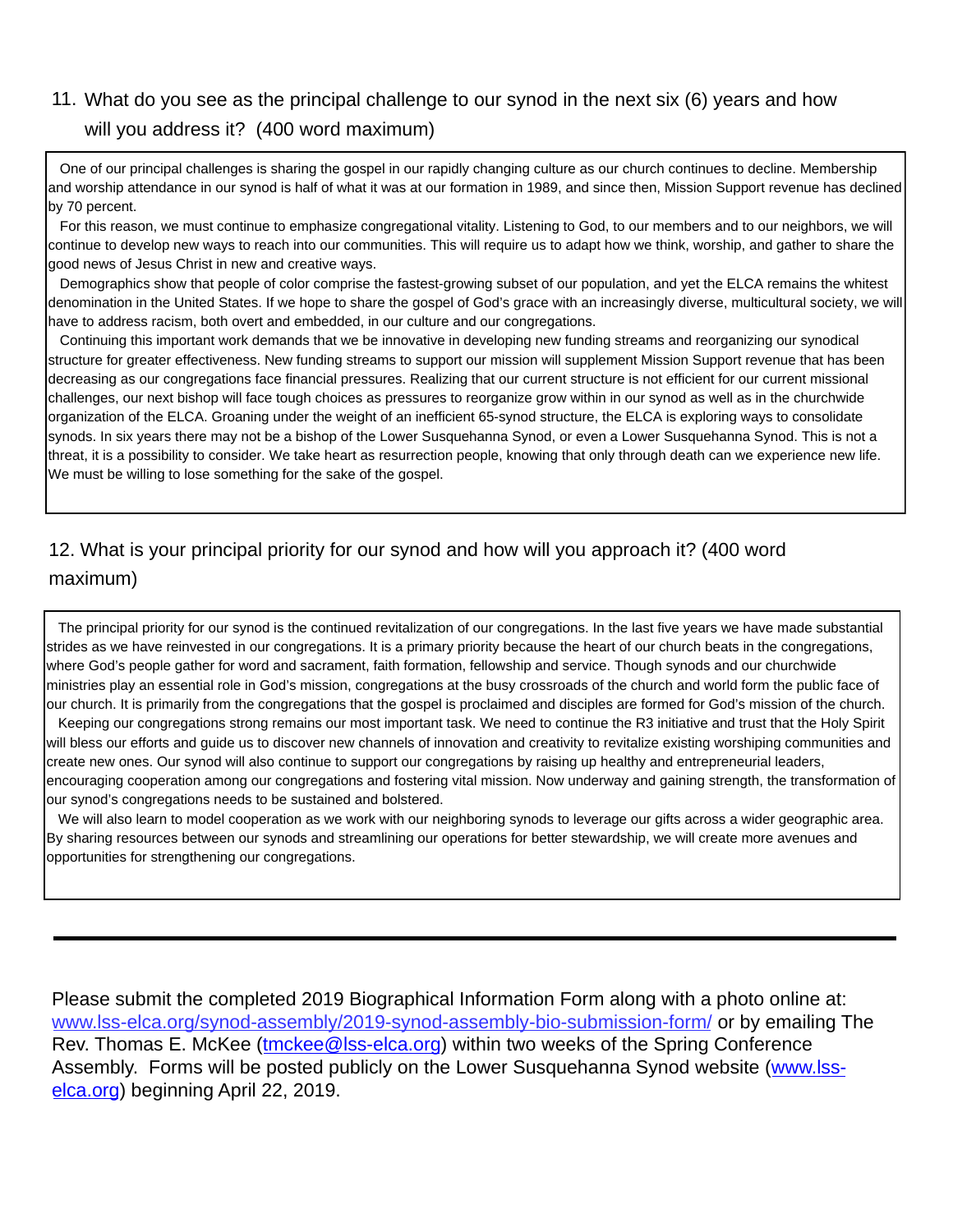11. What do you see as the principal challenge to our synod in the next six (6) years and how will you address it? (400 word maximum)

One of our principal challenges is sharing the gospel in our rapidly changing culture as our church continues to decline. Membership and worship attendance in our synod is half of what it was at our formation in 1989, and since then, Mission Support revenue has declined by 70 percent.

For this reason, we must continue to emphasize congregational vitality. Listening to God, to our members and to our neighbors, we will continue to develop new ways to reach into our communities. This will require us to adapt how we think, worship, and gather to share the good news of Jesus Christ in new and creative ways.

Demographics show that people of color comprise the fastest-growing subset of our population, and yet the ELCA remains the whitest denomination in the United States. If we hope to share the gospel of God's grace with an increasingly diverse, multicultural society, we will have to address racism, both overt and embedded, in our culture and our congregations.

Continuing this important work demands that we be innovative in developing new funding streams and reorganizing our synodical structure for greater effectiveness. New funding streams to support our mission will supplement Mission Support revenue that has been decreasing as our congregations face financial pressures. Realizing that our current structure is not efficient for our current missional challenges, our next bishop will face tough choices as pressures to reorganize grow within in our synod as well as in the churchwide organization of the ELCA. Groaning under the weight of an inefficient 65-synod structure, the ELCA is exploring ways to consolidate synods. In six years there may not be a bishop of the Lower Susquehanna Synod, or even a Lower Susquehanna Synod. This is not a threat, it is a possibility to consider. We take heart as resurrection people, knowing that only through death can we experience new life. We must be willing to lose something for the sake of the gospel.

12. What is your principal priority for our synod and how will you approach it? (400 word maximum)

The principal priority for our synod is the continued revitalization of our congregations. In the last five years we have made substantial strides as we have reinvested in our congregations. It is a primary priority because the heart of our church beats in the congregations, where God's people gather for word and sacrament, faith formation, fellowship and service. Though synods and our churchwide ministries play an essential role in God's mission, congregations at the busy crossroads of the church and world form the public face of our church. It is primarily from the congregations that the gospel is proclaimed and disciples are formed for God's mission of the church.

Keeping our congregations strong remains our most important task. We need to continue the R3 initiative and trust that the Holy Spirit will bless our efforts and guide us to discover new channels of innovation and creativity to revitalize existing worshiping communities and create new ones. Our synod will also continue to support our congregations by raising up healthy and entrepreneurial leaders, encouraging cooperation among our congregations and fostering vital mission. Now underway and gaining strength, the transformation of our synod's congregations needs to be sustained and bolstered.

We will also learn to model cooperation as we work with our neighboring synods to leverage our gifts across a wider geographic area. By sharing resources between our synods and streamlining our operations for better stewardship, we will create more avenues and opportunities for strengthening our congregations.

---

Please submit the completed 2019 Biographical Information Form along with a photo online at: [www.lss-elca.org/synod-assembly/2019-synod-assembly-bio-submission-form/](www.lss-elca.org/synod-assembly/2019-synod-assembly-bio-submission-form/) or by emailing The Rev. Thomas E. McKee ([tmckee@lss-elca.org](mailto:tmckee@lss-elca.org)) within two weeks of the Spring Conference Assembly. Forms will be posted publicly on the Lower Susquehanna Synod website ([www.lss-elca.org](www.lss-elca.org)) beginning April 22, 2019.